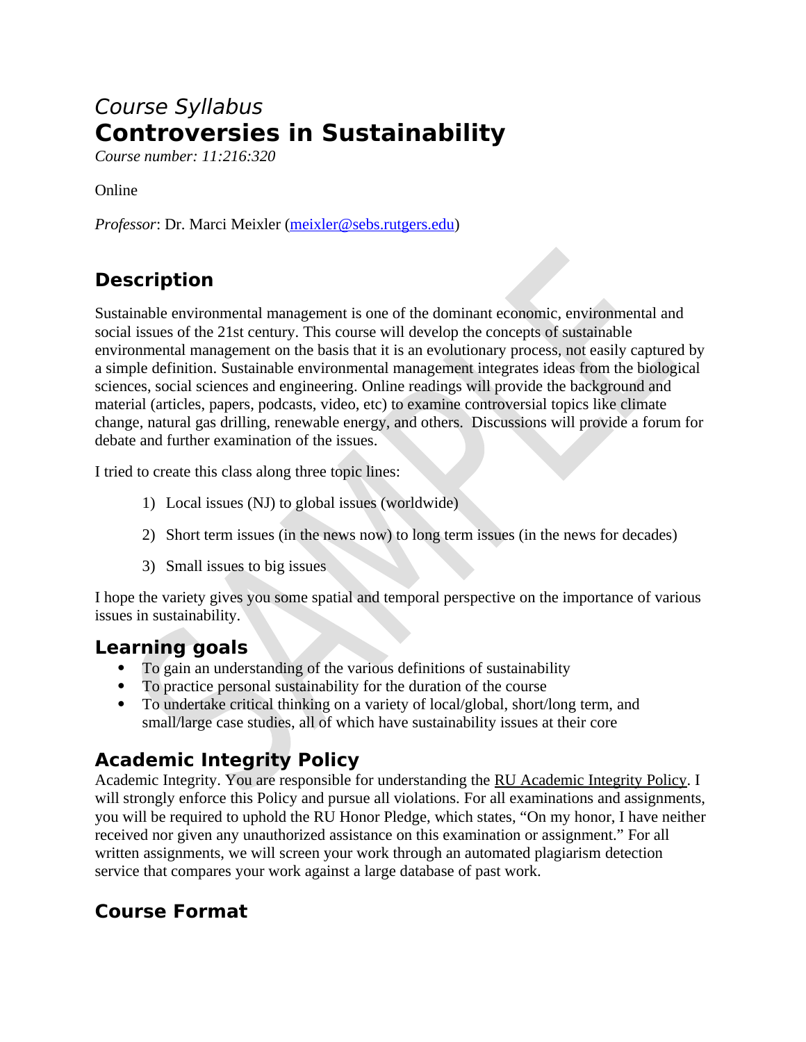*Course Syllabus*

# Controversies in Sustainability

*Course number: 11:216:320*

Online

*Professor*: Dr. Marci Meixler (meixler@sebs.rutgers.edu)

## Description

Sustainable environmental management is one of the dominant economic, environmental and social issues of the 21st century. This course will develop the concepts of sustainable environmental management on the basis that it is an evolutionary process, not easily captured by a simple definition. Sustainable environmental management integrates ideas from the biological sciences, social sciences and engineering. Online readings will provide the background and material (articles, papers, podcasts, video, etc) to examine controversial topics like climate change, natural gas drilling, renewable energy, and others. Discussions will provide a forum for debate and further examination of the issues.

I tried to create this class along three topic lines:

1) Local issues (NJ) to global issues (worldwide)
2) Short term issues (in the news now) to long term issues (in the news for decades)
3) Small issues to big issues

I hope the variety gives you some spatial and temporal perspective on the importance of various issues in sustainability.

## Learning goals

- To gain an understanding of the various definitions of sustainability
- To practice personal sustainability for the duration of the course
- To undertake critical thinking on a variety of local/global, short/long term, and small/large case studies, all of which have sustainability issues at their core

## Academic Integrity Policy

Academic Integrity. You are responsible for understanding the RU Academic Integrity Policy. I will strongly enforce this Policy and pursue all violations. For all examinations and assignments, you will be required to uphold the RU Honor Pledge, which states, "On my honor, I have neither received nor given any unauthorized assistance on this examination or assignment." For all written assignments, we will screen your work through an automated plagiarism detection service that compares your work against a large database of past work.

## Course Format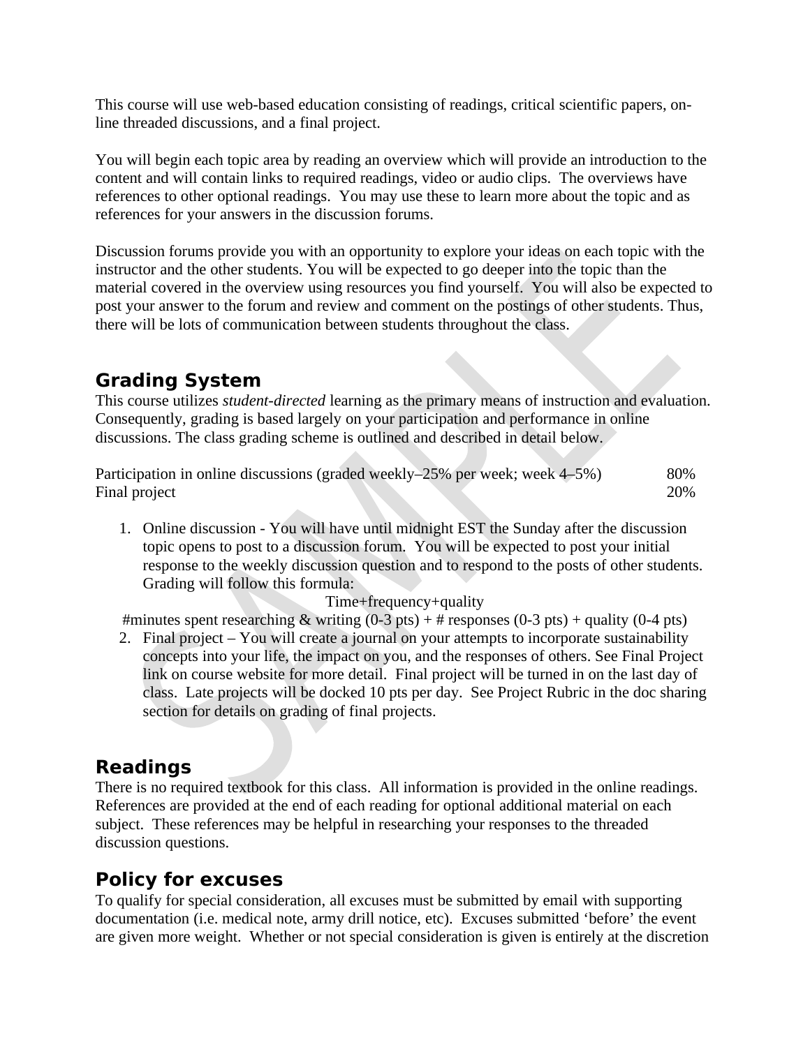This course will use web-based education consisting of readings, critical scientific papers, on-line threaded discussions, and a final project.

You will begin each topic area by reading an overview which will provide an introduction to the content and will contain links to required readings, video or audio clips. The overviews have references to other optional readings. You may use these to learn more about the topic and as references for your answers in the discussion forums.

Discussion forums provide you with an opportunity to explore your ideas on each topic with the instructor and the other students. You will be expected to go deeper into the topic than the material covered in the overview using resources you find yourself. You will also be expected to post your answer to the forum and review and comment on the postings of other students. Thus, there will be lots of communication between students throughout the class.

## Grading System

This course utilizes *student-directed* learning as the primary means of instruction and evaluation. Consequently, grading is based largely on your participation and performance in online discussions. The class grading scheme is outlined and described in detail below.

| | |
|---|---|
| Participation in online discussions (graded weekly–25% per week; week 4–5%) | 80% |
| Final project | 20% |

1. Online discussion - You will have until midnight EST the Sunday after the discussion topic opens to post to a discussion forum. You will be expected to post your initial response to the weekly discussion question and to respond to the posts of other students. Grading will follow this formula:

   Time+frequency+quality

   #minutes spent researching & writing (0-3 pts) + # responses (0-3 pts) + quality (0-4 pts)

2. Final project – You will create a journal on your attempts to incorporate sustainability concepts into your life, the impact on you, and the responses of others. See Final Project link on course website for more detail. Final project will be turned in on the last day of class. Late projects will be docked 10 pts per day. See Project Rubric in the doc sharing section for details on grading of final projects.

## Readings

There is no required textbook for this class. All information is provided in the online readings. References are provided at the end of each reading for optional additional material on each subject. These references may be helpful in researching your responses to the threaded discussion questions.

## Policy for excuses

To qualify for special consideration, all excuses must be submitted by email with supporting documentation (i.e. medical note, army drill notice, etc). Excuses submitted 'before' the event are given more weight. Whether or not special consideration is given is entirely at the discretion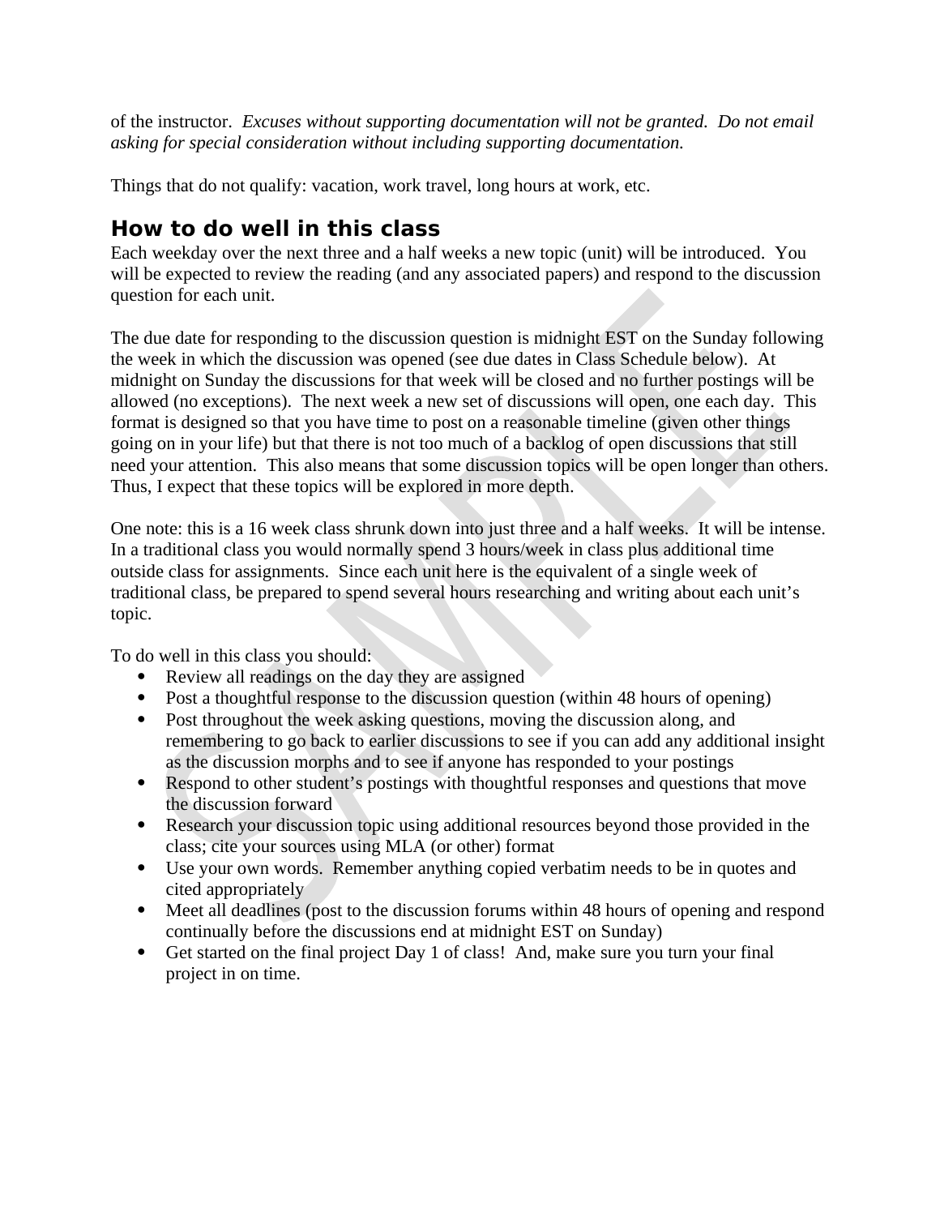of the instructor. *Excuses without supporting documentation will not be granted. Do not email asking for special consideration without including supporting documentation.*

Things that do not qualify: vacation, work travel, long hours at work, etc.

## How to do well in this class

Each weekday over the next three and a half weeks a new topic (unit) will be introduced. You will be expected to review the reading (and any associated papers) and respond to the discussion question for each unit.

The due date for responding to the discussion question is midnight EST on the Sunday following the week in which the discussion was opened (see due dates in Class Schedule below). At midnight on Sunday the discussions for that week will be closed and no further postings will be allowed (no exceptions). The next week a new set of discussions will open, one each day. This format is designed so that you have time to post on a reasonable timeline (given other things going on in your life) but that there is not too much of a backlog of open discussions that still need your attention. This also means that some discussion topics will be open longer than others. Thus, I expect that these topics will be explored in more depth.

One note: this is a 16 week class shrunk down into just three and a half weeks. It will be intense. In a traditional class you would normally spend 3 hours/week in class plus additional time outside class for assignments. Since each unit here is the equivalent of a single week of traditional class, be prepared to spend several hours researching and writing about each unit's topic.

To do well in this class you should:

- Review all readings on the day they are assigned
- Post a thoughtful response to the discussion question (within 48 hours of opening)
- Post throughout the week asking questions, moving the discussion along, and remembering to go back to earlier discussions to see if you can add any additional insight as the discussion morphs and to see if anyone has responded to your postings
- Respond to other student's postings with thoughtful responses and questions that move the discussion forward
- Research your discussion topic using additional resources beyond those provided in the class; cite your sources using MLA (or other) format
- Use your own words. Remember anything copied verbatim needs to be in quotes and cited appropriately
- Meet all deadlines (post to the discussion forums within 48 hours of opening and respond continually before the discussions end at midnight EST on Sunday)
- Get started on the final project Day 1 of class! And, make sure you turn your final project in on time.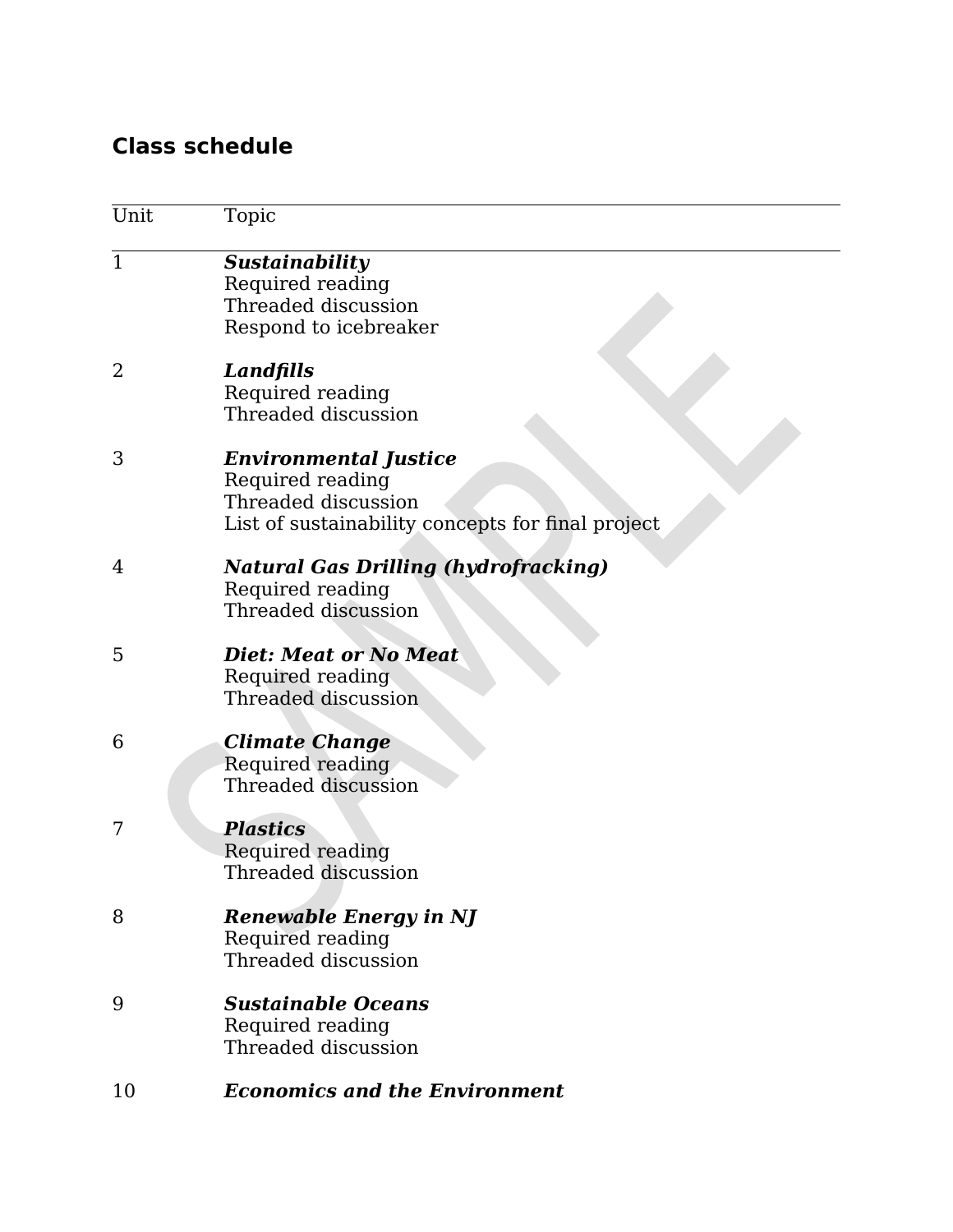## Class schedule

| Unit | Topic |
|---|---|
| 1 | ***Sustainability***<br>Required reading<br>Threaded discussion<br>Respond to icebreaker |
| 2 | ***Landfills***<br>Required reading<br>Threaded discussion |
| 3 | ***Environmental Justice***<br>Required reading<br>Threaded discussion<br>List of sustainability concepts for final project |
| 4 | ***Natural Gas Drilling (hydrofracking)***<br>Required reading<br>Threaded discussion |
| 5 | ***Diet: Meat or No Meat***<br>Required reading<br>Threaded discussion |
| 6 | ***Climate Change***<br>Required reading<br>Threaded discussion |
| 7 | ***Plastics***<br>Required reading<br>Threaded discussion |
| 8 | ***Renewable Energy in NJ***<br>Required reading<br>Threaded discussion |
| 9 | ***Sustainable Oceans***<br>Required reading<br>Threaded discussion |
| 10 | ***Economics and the Environment*** |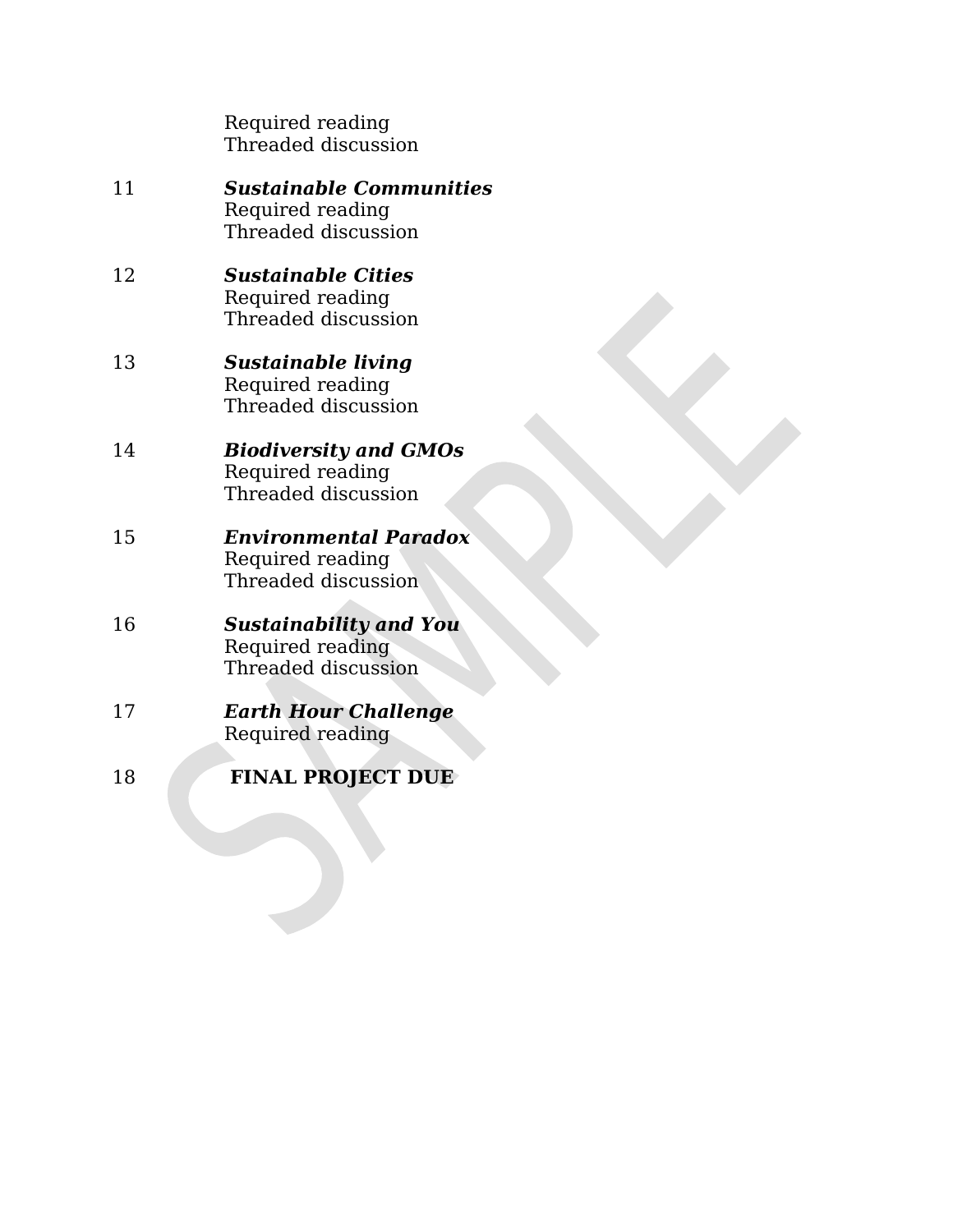Required reading
Threaded discussion

| | | |
|---|---|---|
| 11 | ***Sustainable Communities***<br>Required reading<br>Threaded discussion |
| 12 | ***Sustainable Cities***<br>Required reading<br>Threaded discussion |
| 13 | ***Sustainable living***<br>Required reading<br>Threaded discussion |
| 14 | ***Biodiversity and GMOs***<br>Required reading<br>Threaded discussion |
| 15 | ***Environmental Paradox***<br>Required reading<br>Threaded discussion |
| 16 | ***Sustainability and You***<br>Required reading<br>Threaded discussion |
| 17 | ***Earth Hour Challenge***<br>Required reading |
| 18 | **FINAL PROJECT DUE** |